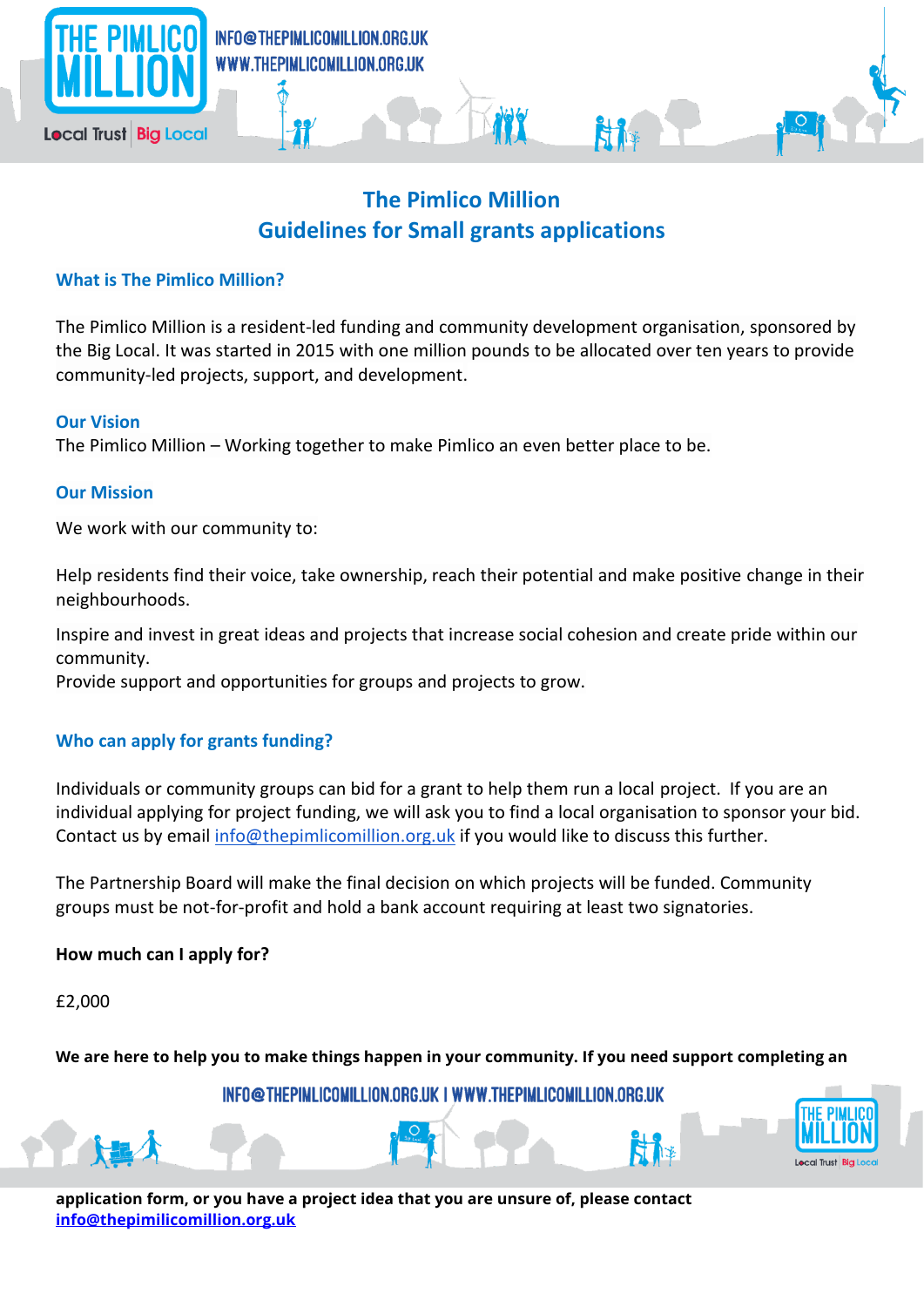# The Pimlico Million
## Guidelines for Small grants applications

### What is The Pimlico Million?

The Pimlico Million is a resident-led funding and community development organisation, sponsored by the Big Local. It was started in 2015 with one million pounds to be allocated over ten years to provide community-led projects, support, and development.

### Our Vision

The Pimlico Million – Working together to make Pimlico an even better place to be.

### Our Mission

We work with our community to:

Help residents find their voice, take ownership, reach their potential and make positive change in their neighbourhoods.

Inspire and invest in great ideas and projects that increase social cohesion and create pride within our community.
Provide support and opportunities for groups and projects to grow.

### Who can apply for grants funding?

Individuals or community groups can bid for a grant to help them run a local project. If you are an individual applying for project funding, we will ask you to find a local organisation to sponsor your bid. Contact us by email info@thepimlicomillion.org.uk if you would like to discuss this further.

The Partnership Board will make the final decision on which projects will be funded. Community groups must be not-for-profit and hold a bank account requiring at least two signatories.

**How much can I apply for?**

£2,000

**We are here to help you to make things happen in your community. If you need support completing an application form, or you have a project idea that you are unsure of, please contact [info@thepimilicomillion.org.uk](mailto:info@thepimilicomillion.org.uk)**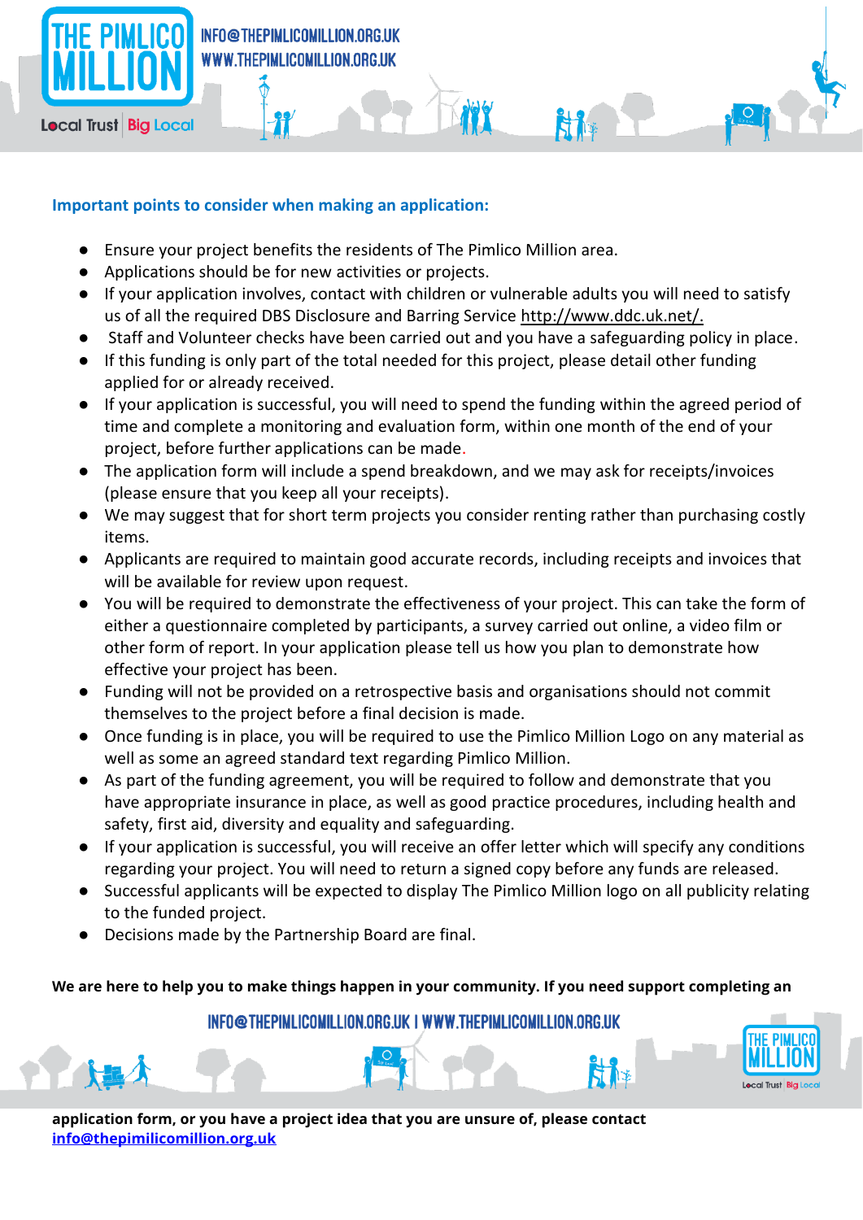**Important points to consider when making an application:**

- Ensure your project benefits the residents of The Pimlico Million area.
- Applications should be for new activities or projects.
- If your application involves, contact with children or vulnerable adults you will need to satisfy us of all the required DBS Disclosure and Barring Service http://www.ddc.uk.net/.
- Staff and Volunteer checks have been carried out and you have a safeguarding policy in place.
- If this funding is only part of the total needed for this project, please detail other funding applied for or already received.
- If your application is successful, you will need to spend the funding within the agreed period of time and complete a monitoring and evaluation form, within one month of the end of your project, before further applications can be made.
- The application form will include a spend breakdown, and we may ask for receipts/invoices (please ensure that you keep all your receipts).
- We may suggest that for short term projects you consider renting rather than purchasing costly items.
- Applicants are required to maintain good accurate records, including receipts and invoices that will be available for review upon request.
- You will be required to demonstrate the effectiveness of your project. This can take the form of either a questionnaire completed by participants, a survey carried out online, a video film or other form of report. In your application please tell us how you plan to demonstrate how effective your project has been.
- Funding will not be provided on a retrospective basis and organisations should not commit themselves to the project before a final decision is made.
- Once funding is in place, you will be required to use the Pimlico Million Logo on any material as well as some an agreed standard text regarding Pimlico Million.
- As part of the funding agreement, you will be required to follow and demonstrate that you have appropriate insurance in place, as well as good practice procedures, including health and safety, first aid, diversity and equality and safeguarding.
- If your application is successful, you will receive an offer letter which will specify any conditions regarding your project. You will need to return a signed copy before any funds are released.
- Successful applicants will be expected to display The Pimlico Million logo on all publicity relating to the funded project.
- Decisions made by the Partnership Board are final.

**We are here to help you to make things happen in your community. If you need support completing an application form, or you have a project idea that you are unsure of, please contact [info@thepimilicomillion.org.uk](mailto:info@thepimilicomillion.org.uk)**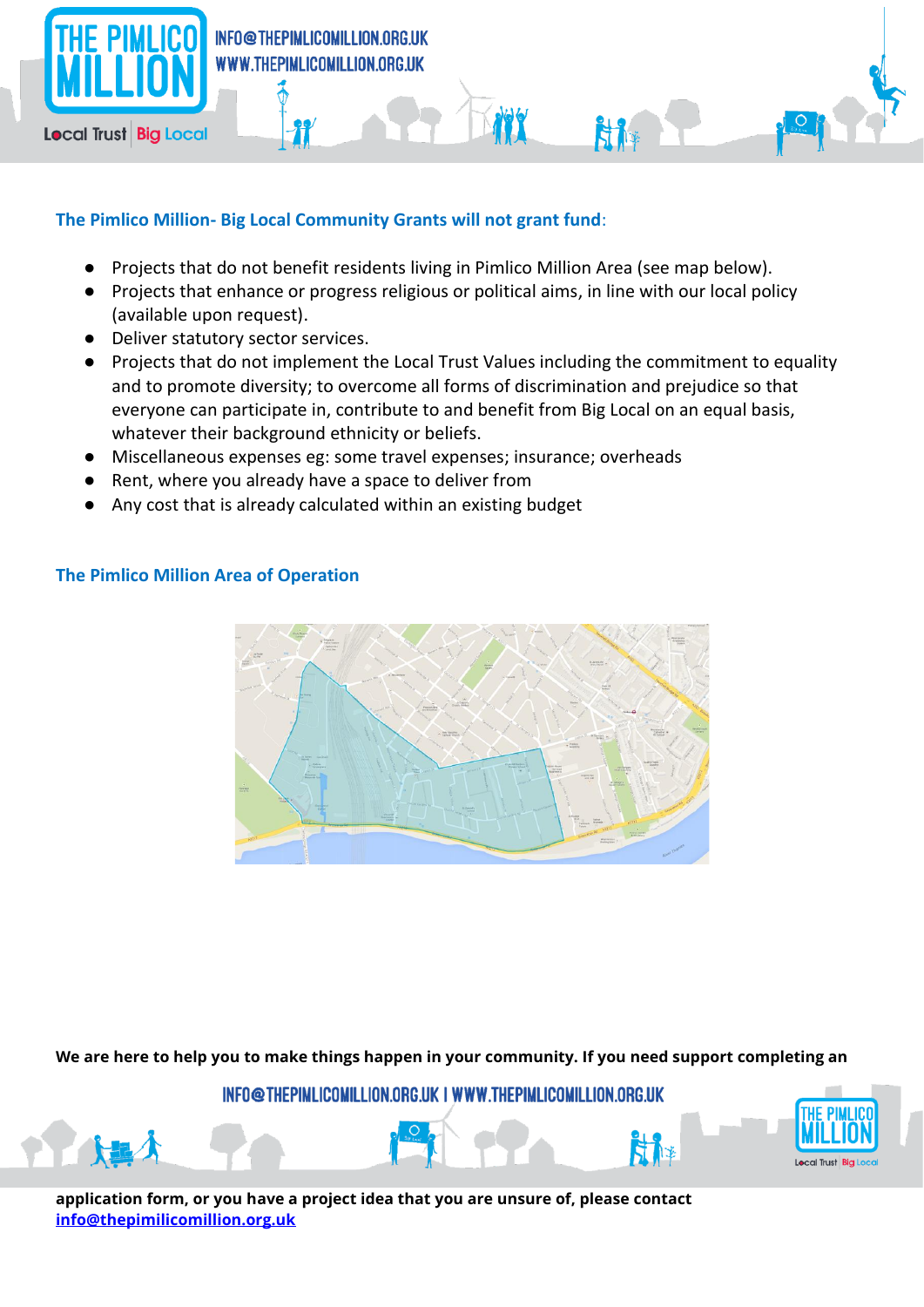**The Pimlico Million- Big Local Community Grants will not grant fund**:

- Projects that do not benefit residents living in Pimlico Million Area (see map below).
- Projects that enhance or progress religious or political aims, in line with our local policy (available upon request).
- Deliver statutory sector services.
- Projects that do not implement the Local Trust Values including the commitment to equality and to promote diversity; to overcome all forms of discrimination and prejudice so that everyone can participate in, contribute to and benefit from Big Local on an equal basis, whatever their background ethnicity or beliefs.
- Miscellaneous expenses eg: some travel expenses; insurance; overheads
- Rent, where you already have a space to deliver from
- Any cost that is already calculated within an existing budget

**The Pimlico Million Area of Operation**

**We are here to help you to make things happen in your community. If you need support completing an application form, or you have a project idea that you are unsure of, please contact [info@thepimilicomillion.org.uk](mailto:info@thepimilicomillion.org.uk)**